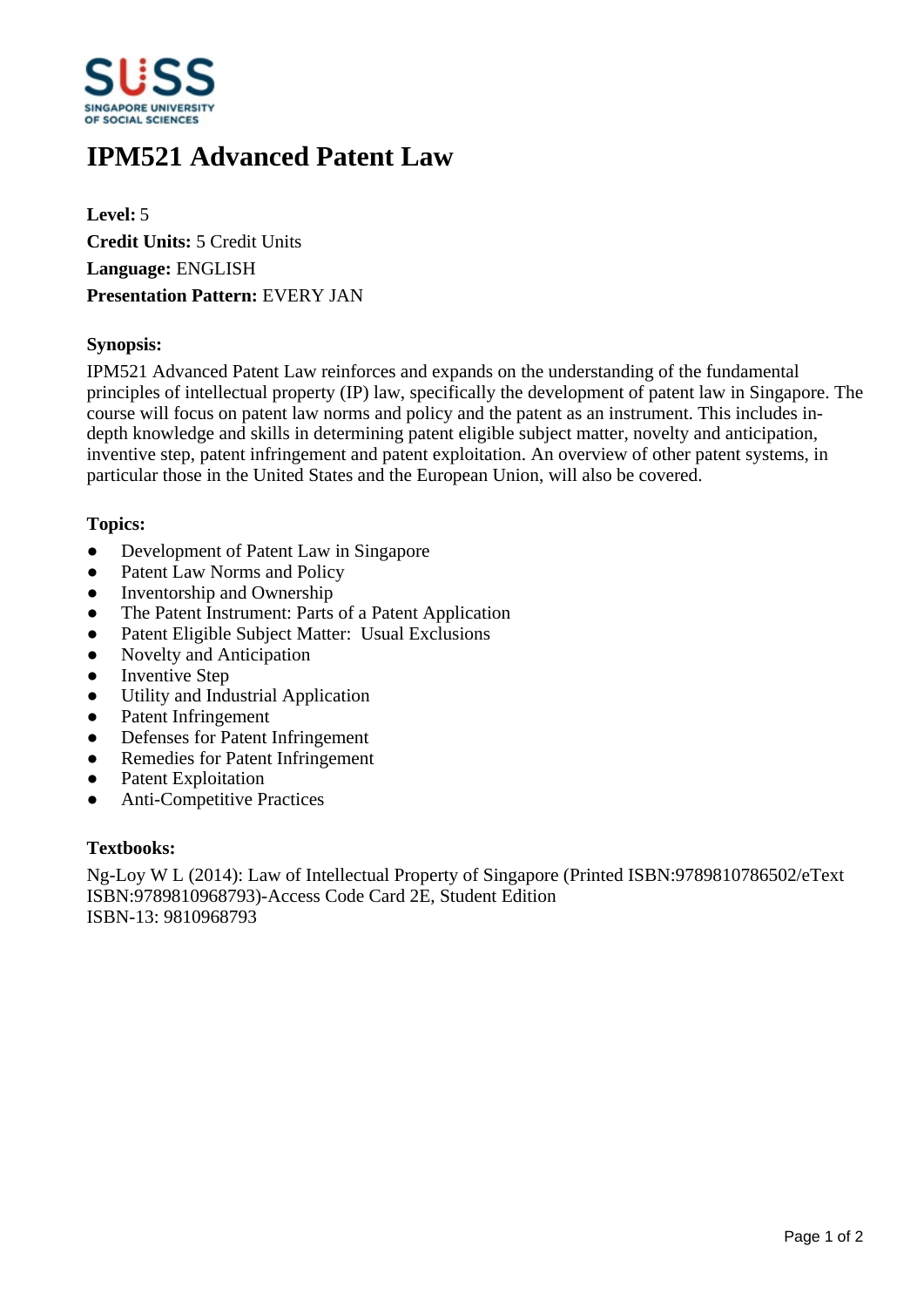# IPM521 Advanced Patent Law

**Level:** 5
**Credit Units:** 5 Credit Units
**Language:** ENGLISH
**Presentation Pattern:** EVERY JAN

### Synopsis:

IPM521 Advanced Patent Law reinforces and expands on the understanding of the fundamental principles of intellectual property (IP) law, specifically the development of patent law in Singapore. The course will focus on patent law norms and policy and the patent as an instrument. This includes in-depth knowledge and skills in determining patent eligible subject matter, novelty and anticipation, inventive step, patent infringement and patent exploitation. An overview of other patent systems, in particular those in the United States and the European Union, will also be covered.

### Topics:

- Development of Patent Law in Singapore
- Patent Law Norms and Policy
- Inventorship and Ownership
- The Patent Instrument: Parts of a Patent Application
- Patent Eligible Subject Matter: Usual Exclusions
- Novelty and Anticipation
- Inventive Step
- Utility and Industrial Application
- Patent Infringement
- Defenses for Patent Infringement
- Remedies for Patent Infringement
- Patent Exploitation
- Anti-Competitive Practices

### Textbooks:

Ng-Loy W L (2014): Law of Intellectual Property of Singapore (Printed ISBN:9789810786502/eText ISBN:9789810968793)-Access Code Card 2E, Student Edition
ISBN-13: 9810968793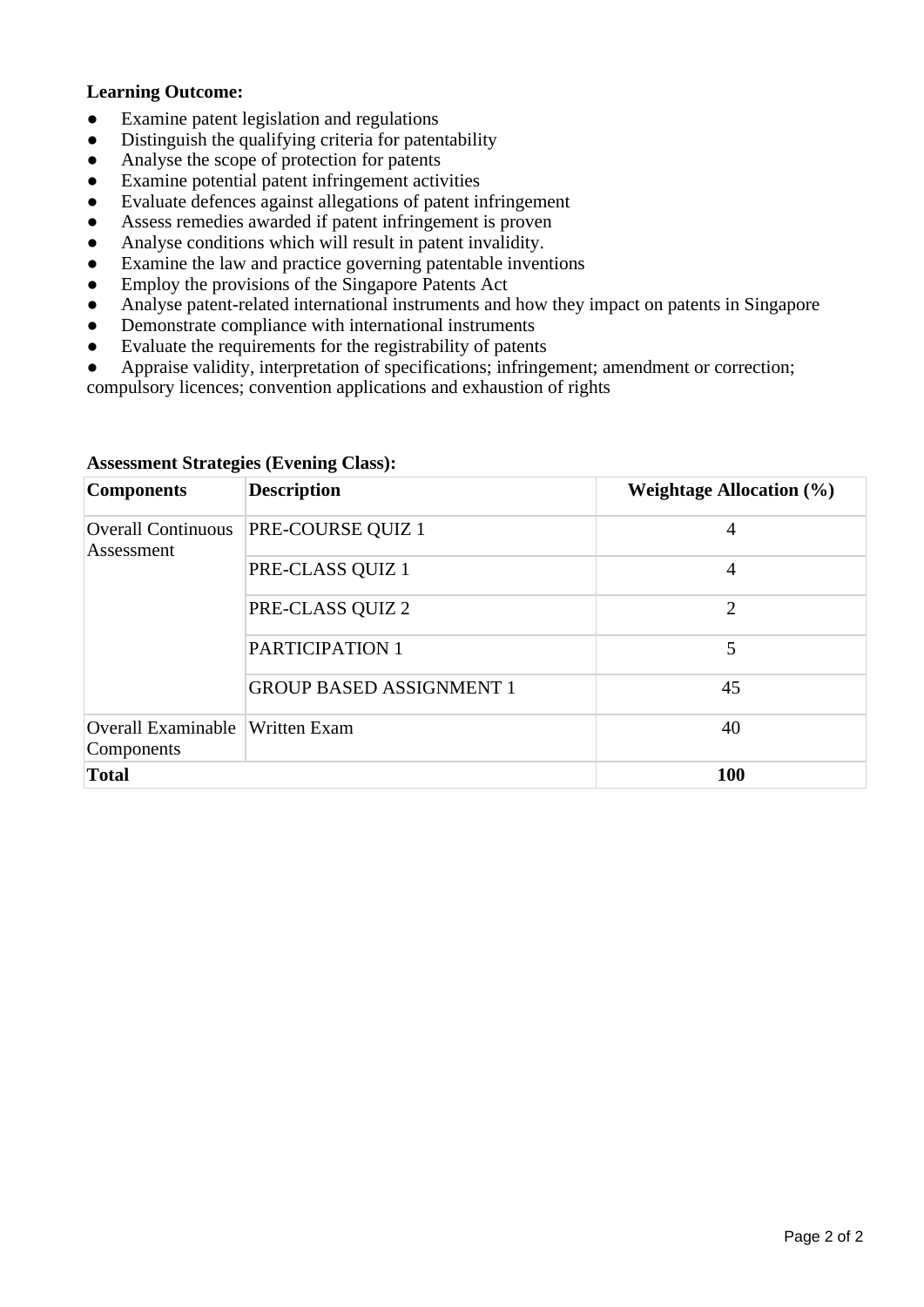**Learning Outcome:**

- Examine patent legislation and regulations
- Distinguish the qualifying criteria for patentability
- Analyse the scope of protection for patents
- Examine potential patent infringement activities
- Evaluate defences against allegations of patent infringement
- Assess remedies awarded if patent infringement is proven
- Analyse conditions which will result in patent invalidity.
- Examine the law and practice governing patentable inventions
- Employ the provisions of the Singapore Patents Act
- Analyse patent-related international instruments and how they impact on patents in Singapore
- Demonstrate compliance with international instruments
- Evaluate the requirements for the registrability of patents
- Appraise validity, interpretation of specifications; infringement; amendment or correction; compulsory licences; convention applications and exhaustion of rights

**Assessment Strategies (Evening Class):**

| **Components** | **Description** | **Weightage Allocation (%)** |
|---|---|---|
| Overall Continuous Assessment | PRE-COURSE QUIZ 1 | 4 |
| | PRE-CLASS QUIZ 1 | 4 |
| | PRE-CLASS QUIZ 2 | 2 |
| | PARTICIPATION 1 | 5 |
| | GROUP BASED ASSIGNMENT 1 | 45 |
| Overall Examinable Components | Written Exam | 40 |
| **Total** | | **100** |